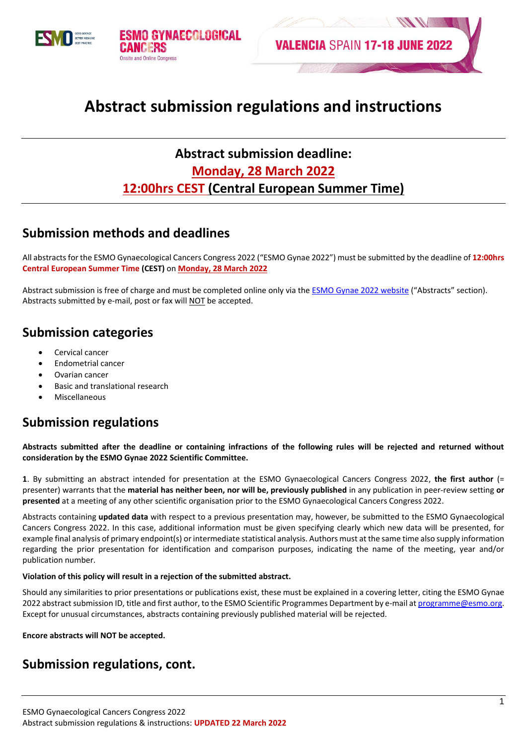ESMO GYNAECOLOGICAL CANCERS
Onsite and Online Congress

VALENCIA SPAIN 17-18 JUNE 2022

# Abstract submission regulations and instructions

## Abstract submission deadline:
## Monday, 28 March 2022
## 12:00hrs CEST (Central European Summer Time)

## Submission methods and deadlines

All abstracts for the ESMO Gynaecological Cancers Congress 2022 ("ESMO Gynae 2022") must be submitted by the deadline of **12:00hrs Central European Summer Time (CEST)** on **Monday, 28 March 2022**

Abstract submission is free of charge and must be completed online only via the ESMO Gynae 2022 website ("Abstracts" section). Abstracts submitted by e-mail, post or fax will NOT be accepted.

## Submission categories

- Cervical cancer
- Endometrial cancer
- Ovarian cancer
- Basic and translational research
- Miscellaneous

## Submission regulations

**Abstracts submitted after the deadline or containing infractions of the following rules will be rejected and returned without consideration by the ESMO Gynae 2022 Scientific Committee.**

**1**. By submitting an abstract intended for presentation at the ESMO Gynaecological Cancers Congress 2022, **the first author** (= presenter) warrants that the **material has neither been, nor will be, previously published** in any publication in peer-review setting **or presented** at a meeting of any other scientific organisation prior to the ESMO Gynaecological Cancers Congress 2022.

Abstracts containing **updated data** with respect to a previous presentation may, however, be submitted to the ESMO Gynaecological Cancers Congress 2022. In this case, additional information must be given specifying clearly which new data will be presented, for example final analysis of primary endpoint(s) or intermediate statistical analysis. Authors must at the same time also supply information regarding the prior presentation for identification and comparison purposes, indicating the name of the meeting, year and/or publication number.

**Violation of this policy will result in a rejection of the submitted abstract.**

Should any similarities to prior presentations or publications exist, these must be explained in a covering letter, citing the ESMO Gynae 2022 abstract submission ID, title and first author, to the ESMO Scientific Programmes Department by e-mail at programme@esmo.org. Except for unusual circumstances, abstracts containing previously published material will be rejected.

**Encore abstracts will NOT be accepted.**

## Submission regulations, cont.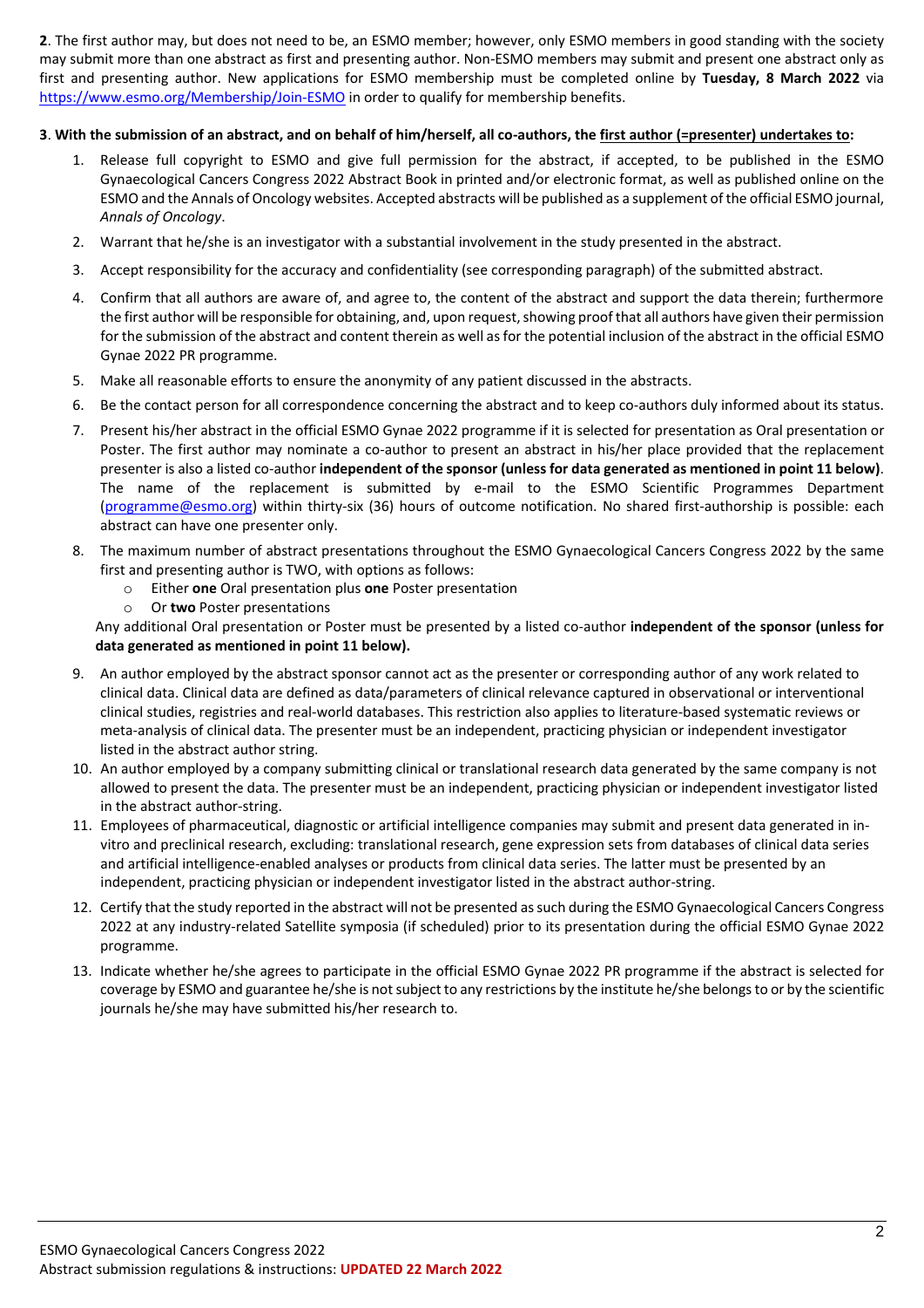**2**. The first author may, but does not need to be, an ESMO member; however, only ESMO members in good standing with the society may submit more than one abstract as first and presenting author. Non-ESMO members may submit and present one abstract only as first and presenting author. New applications for ESMO membership must be completed online by **Tuesday, 8 March 2022** via https://www.esmo.org/Membership/Join-ESMO in order to qualify for membership benefits.

**3**. **With the submission of an abstract, and on behalf of him/herself, all co-authors, the first author (=presenter) undertakes to:**

1. Release full copyright to ESMO and give full permission for the abstract, if accepted, to be published in the ESMO Gynaecological Cancers Congress 2022 Abstract Book in printed and/or electronic format, as well as published online on the ESMO and the Annals of Oncology websites. Accepted abstracts will be published as a supplement of the official ESMO journal, *Annals of Oncology*.
2. Warrant that he/she is an investigator with a substantial involvement in the study presented in the abstract.
3. Accept responsibility for the accuracy and confidentiality (see corresponding paragraph) of the submitted abstract.
4. Confirm that all authors are aware of, and agree to, the content of the abstract and support the data therein; furthermore the first author will be responsible for obtaining, and, upon request, showing proof that all authors have given their permission for the submission of the abstract and content therein as well as for the potential inclusion of the abstract in the official ESMO Gynae 2022 PR programme.
5. Make all reasonable efforts to ensure the anonymity of any patient discussed in the abstracts.
6. Be the contact person for all correspondence concerning the abstract and to keep co-authors duly informed about its status.
7. Present his/her abstract in the official ESMO Gynae 2022 programme if it is selected for presentation as Oral presentation or Poster. The first author may nominate a co-author to present an abstract in his/her place provided that the replacement presenter is also a listed co-author **independent of the sponsor (unless for data generated as mentioned in point 11 below)**. The name of the replacement is submitted by e-mail to the ESMO Scientific Programmes Department (programme@esmo.org) within thirty-six (36) hours of outcome notification. No shared first-authorship is possible: each abstract can have one presenter only.
8. The maximum number of abstract presentations throughout the ESMO Gynaecological Cancers Congress 2022 by the same first and presenting author is TWO, with options as follows:
   - Either **one** Oral presentation plus **one** Poster presentation
   - Or **two** Poster presentations

   Any additional Oral presentation or Poster must be presented by a listed co-author **independent of the sponsor (unless for data generated as mentioned in point 11 below).**
9. An author employed by the abstract sponsor cannot act as the presenter or corresponding author of any work related to clinical data. Clinical data are defined as data/parameters of clinical relevance captured in observational or interventional clinical studies, registries and real-world databases. This restriction also applies to literature-based systematic reviews or meta-analysis of clinical data. The presenter must be an independent, practicing physician or independent investigator listed in the abstract author string.
10. An author employed by a company submitting clinical or translational research data generated by the same company is not allowed to present the data. The presenter must be an independent, practicing physician or independent investigator listed in the abstract author-string.
11. Employees of pharmaceutical, diagnostic or artificial intelligence companies may submit and present data generated in in-vitro and preclinical research, excluding: translational research, gene expression sets from databases of clinical data series and artificial intelligence-enabled analyses or products from clinical data series. The latter must be presented by an independent, practicing physician or independent investigator listed in the abstract author-string.
12. Certify that the study reported in the abstract will not be presented as such during the ESMO Gynaecological Cancers Congress 2022 at any industry-related Satellite symposia (if scheduled) prior to its presentation during the official ESMO Gynae 2022 programme.
13. Indicate whether he/she agrees to participate in the official ESMO Gynae 2022 PR programme if the abstract is selected for coverage by ESMO and guarantee he/she is not subject to any restrictions by the institute he/she belongs to or by the scientific journals he/she may have submitted his/her research to.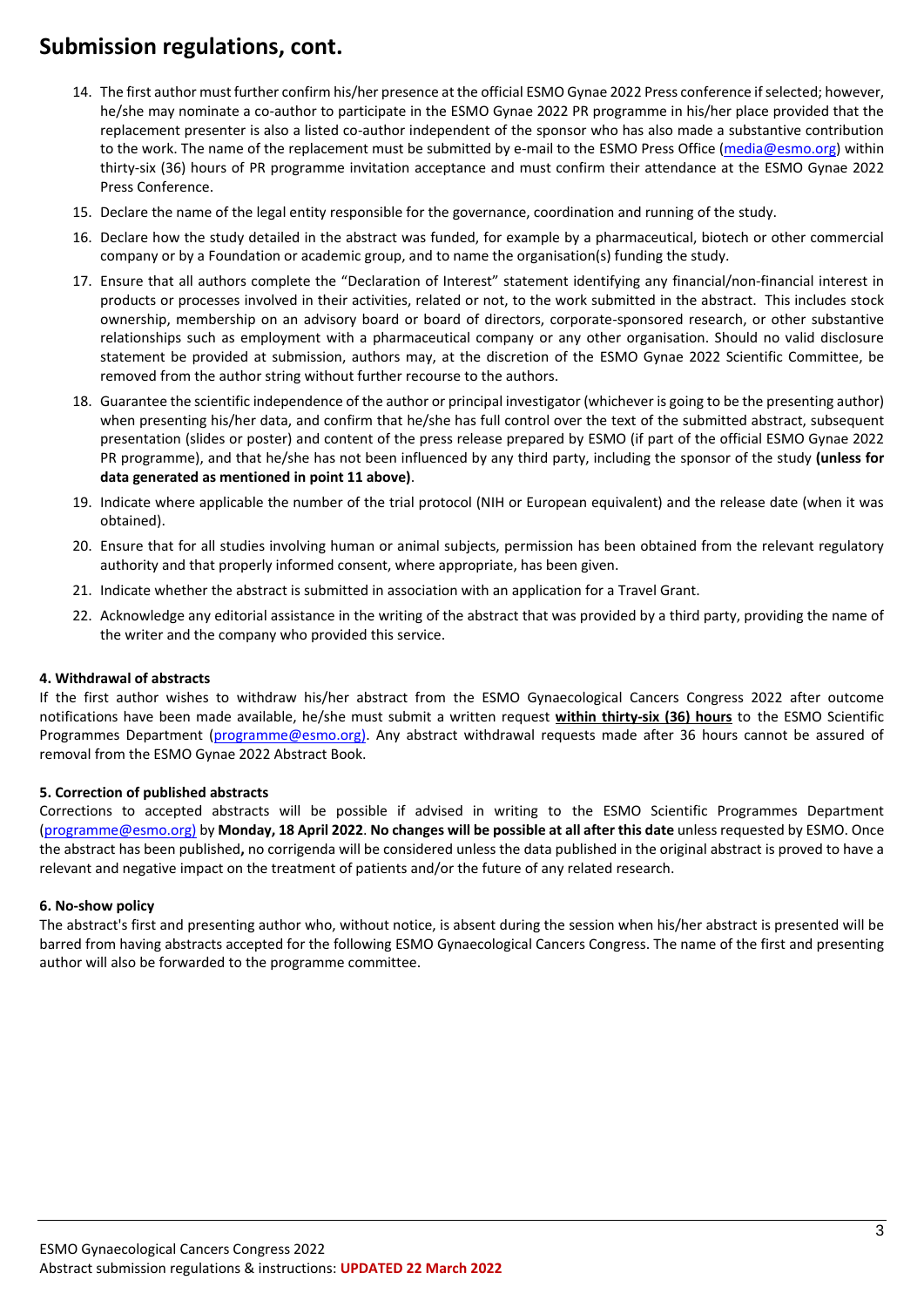# Submission regulations, cont.

14. The first author must further confirm his/her presence at the official ESMO Gynae 2022 Press conference if selected; however, he/she may nominate a co-author to participate in the ESMO Gynae 2022 PR programme in his/her place provided that the replacement presenter is also a listed co-author independent of the sponsor who has also made a substantive contribution to the work. The name of the replacement must be submitted by e-mail to the ESMO Press Office (media@esmo.org) within thirty-six (36) hours of PR programme invitation acceptance and must confirm their attendance at the ESMO Gynae 2022 Press Conference.
15. Declare the name of the legal entity responsible for the governance, coordination and running of the study.
16. Declare how the study detailed in the abstract was funded, for example by a pharmaceutical, biotech or other commercial company or by a Foundation or academic group, and to name the organisation(s) funding the study.
17. Ensure that all authors complete the "Declaration of Interest" statement identifying any financial/non-financial interest in products or processes involved in their activities, related or not, to the work submitted in the abstract. This includes stock ownership, membership on an advisory board or board of directors, corporate-sponsored research, or other substantive relationships such as employment with a pharmaceutical company or any other organisation. Should no valid disclosure statement be provided at submission, authors may, at the discretion of the ESMO Gynae 2022 Scientific Committee, be removed from the author string without further recourse to the authors.
18. Guarantee the scientific independence of the author or principal investigator (whichever is going to be the presenting author) when presenting his/her data, and confirm that he/she has full control over the text of the submitted abstract, subsequent presentation (slides or poster) and content of the press release prepared by ESMO (if part of the official ESMO Gynae 2022 PR programme), and that he/she has not been influenced by any third party, including the sponsor of the study **(unless for data generated as mentioned in point 11 above)**.
19. Indicate where applicable the number of the trial protocol (NIH or European equivalent) and the release date (when it was obtained).
20. Ensure that for all studies involving human or animal subjects, permission has been obtained from the relevant regulatory authority and that properly informed consent, where appropriate, has been given.
21. Indicate whether the abstract is submitted in association with an application for a Travel Grant.
22. Acknowledge any editorial assistance in the writing of the abstract that was provided by a third party, providing the name of the writer and the company who provided this service.

**4. Withdrawal of abstracts**

If the first author wishes to withdraw his/her abstract from the ESMO Gynaecological Cancers Congress 2022 after outcome notifications have been made available, he/she must submit a written request **within thirty-six (36) hours** to the ESMO Scientific Programmes Department (programme@esmo.org). Any abstract withdrawal requests made after 36 hours cannot be assured of removal from the ESMO Gynae 2022 Abstract Book.

**5. Correction of published abstracts**

Corrections to accepted abstracts will be possible if advised in writing to the ESMO Scientific Programmes Department (programme@esmo.org) by **Monday, 18 April 2022**. **No changes will be possible at all after this date** unless requested by ESMO. Once the abstract has been published**,** no corrigenda will be considered unless the data published in the original abstract is proved to have a relevant and negative impact on the treatment of patients and/or the future of any related research.

**6. No-show policy**

The abstract's first and presenting author who, without notice, is absent during the session when his/her abstract is presented will be barred from having abstracts accepted for the following ESMO Gynaecological Cancers Congress. The name of the first and presenting author will also be forwarded to the programme committee.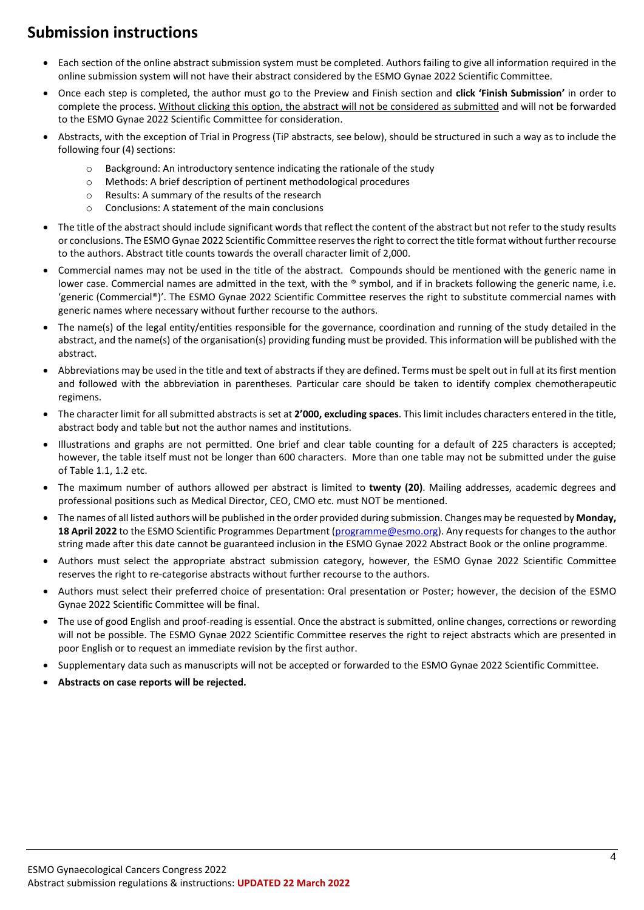## Submission instructions

- Each section of the online abstract submission system must be completed. Authors failing to give all information required in the online submission system will not have their abstract considered by the ESMO Gynae 2022 Scientific Committee.
- Once each step is completed, the author must go to the Preview and Finish section and **click 'Finish Submission'** in order to complete the process. Without clicking this option, the abstract will not be considered as submitted and will not be forwarded to the ESMO Gynae 2022 Scientific Committee for consideration.
- Abstracts, with the exception of Trial in Progress (TiP abstracts, see below), should be structured in such a way as to include the following four (4) sections:
  - Background: An introductory sentence indicating the rationale of the study
  - Methods: A brief description of pertinent methodological procedures
  - Results: A summary of the results of the research
  - Conclusions: A statement of the main conclusions
- The title of the abstract should include significant words that reflect the content of the abstract but not refer to the study results or conclusions. The ESMO Gynae 2022 Scientific Committee reserves the right to correct the title format without further recourse to the authors. Abstract title counts towards the overall character limit of 2,000.
- Commercial names may not be used in the title of the abstract. Compounds should be mentioned with the generic name in lower case. Commercial names are admitted in the text, with the ® symbol, and if in brackets following the generic name, i.e. 'generic (Commercial®)'. The ESMO Gynae 2022 Scientific Committee reserves the right to substitute commercial names with generic names where necessary without further recourse to the authors.
- The name(s) of the legal entity/entities responsible for the governance, coordination and running of the study detailed in the abstract, and the name(s) of the organisation(s) providing funding must be provided. This information will be published with the abstract.
- Abbreviations may be used in the title and text of abstracts if they are defined. Terms must be spelt out in full at its first mention and followed with the abbreviation in parentheses. Particular care should be taken to identify complex chemotherapeutic regimens.
- The character limit for all submitted abstracts is set at **2'000, excluding spaces**. This limit includes characters entered in the title, abstract body and table but not the author names and institutions.
- Illustrations and graphs are not permitted. One brief and clear table counting for a default of 225 characters is accepted; however, the table itself must not be longer than 600 characters. More than one table may not be submitted under the guise of Table 1.1, 1.2 etc.
- The maximum number of authors allowed per abstract is limited to **twenty (20)**. Mailing addresses, academic degrees and professional positions such as Medical Director, CEO, CMO etc. must NOT be mentioned.
- The names of all listed authors will be published in the order provided during submission. Changes may be requested by **Monday, 18 April 2022** to the ESMO Scientific Programmes Department (programme@esmo.org). Any requests for changes to the author string made after this date cannot be guaranteed inclusion in the ESMO Gynae 2022 Abstract Book or the online programme.
- Authors must select the appropriate abstract submission category, however, the ESMO Gynae 2022 Scientific Committee reserves the right to re-categorise abstracts without further recourse to the authors.
- Authors must select their preferred choice of presentation: Oral presentation or Poster; however, the decision of the ESMO Gynae 2022 Scientific Committee will be final.
- The use of good English and proof-reading is essential. Once the abstract is submitted, online changes, corrections or rewording will not be possible. The ESMO Gynae 2022 Scientific Committee reserves the right to reject abstracts which are presented in poor English or to request an immediate revision by the first author.
- Supplementary data such as manuscripts will not be accepted or forwarded to the ESMO Gynae 2022 Scientific Committee.
- **Abstracts on case reports will be rejected.**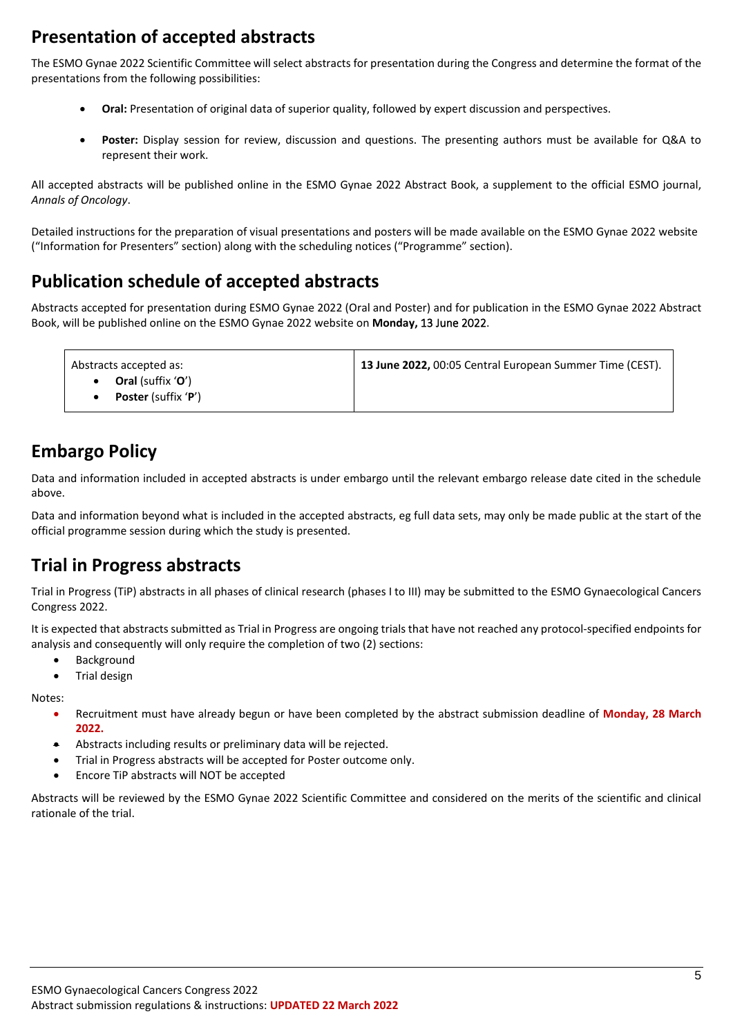## Presentation of accepted abstracts

The ESMO Gynae 2022 Scientific Committee will select abstracts for presentation during the Congress and determine the format of the presentations from the following possibilities:

- **Oral:** Presentation of original data of superior quality, followed by expert discussion and perspectives.
- **Poster:** Display session for review, discussion and questions. The presenting authors must be available for Q&A to represent their work.

All accepted abstracts will be published online in the ESMO Gynae 2022 Abstract Book, a supplement to the official ESMO journal, *Annals of Oncology*.

Detailed instructions for the preparation of visual presentations and posters will be made available on the ESMO Gynae 2022 website ("Information for Presenters" section) along with the scheduling notices ("Programme" section).

## Publication schedule of accepted abstracts

Abstracts accepted for presentation during ESMO Gynae 2022 (Oral and Poster) and for publication in the ESMO Gynae 2022 Abstract Book, will be published online on the ESMO Gynae 2022 website on **Monday,** 13 June 2022.

| Abstracts accepted as: <br>• **Oral** (suffix '**O**') <br>• **Poster** (suffix '**P**') | **13 June 2022,** 00:05 Central European Summer Time (CEST). |
|---|---|

## Embargo Policy

Data and information included in accepted abstracts is under embargo until the relevant embargo release date cited in the schedule above.

Data and information beyond what is included in the accepted abstracts, eg full data sets, may only be made public at the start of the official programme session during which the study is presented.

## Trial in Progress abstracts

Trial in Progress (TiP) abstracts in all phases of clinical research (phases I to III) may be submitted to the ESMO Gynaecological Cancers Congress 2022.

It is expected that abstracts submitted as Trial in Progress are ongoing trials that have not reached any protocol-specified endpoints for analysis and consequently will only require the completion of two (2) sections:

- Background
- Trial design

Notes:

- Recruitment must have already begun or have been completed by the abstract submission deadline of **Monday, 28 March 2022.**
- Abstracts including results or preliminary data will be rejected.
- Trial in Progress abstracts will be accepted for Poster outcome only.
- Encore TiP abstracts will NOT be accepted

Abstracts will be reviewed by the ESMO Gynae 2022 Scientific Committee and considered on the merits of the scientific and clinical rationale of the trial.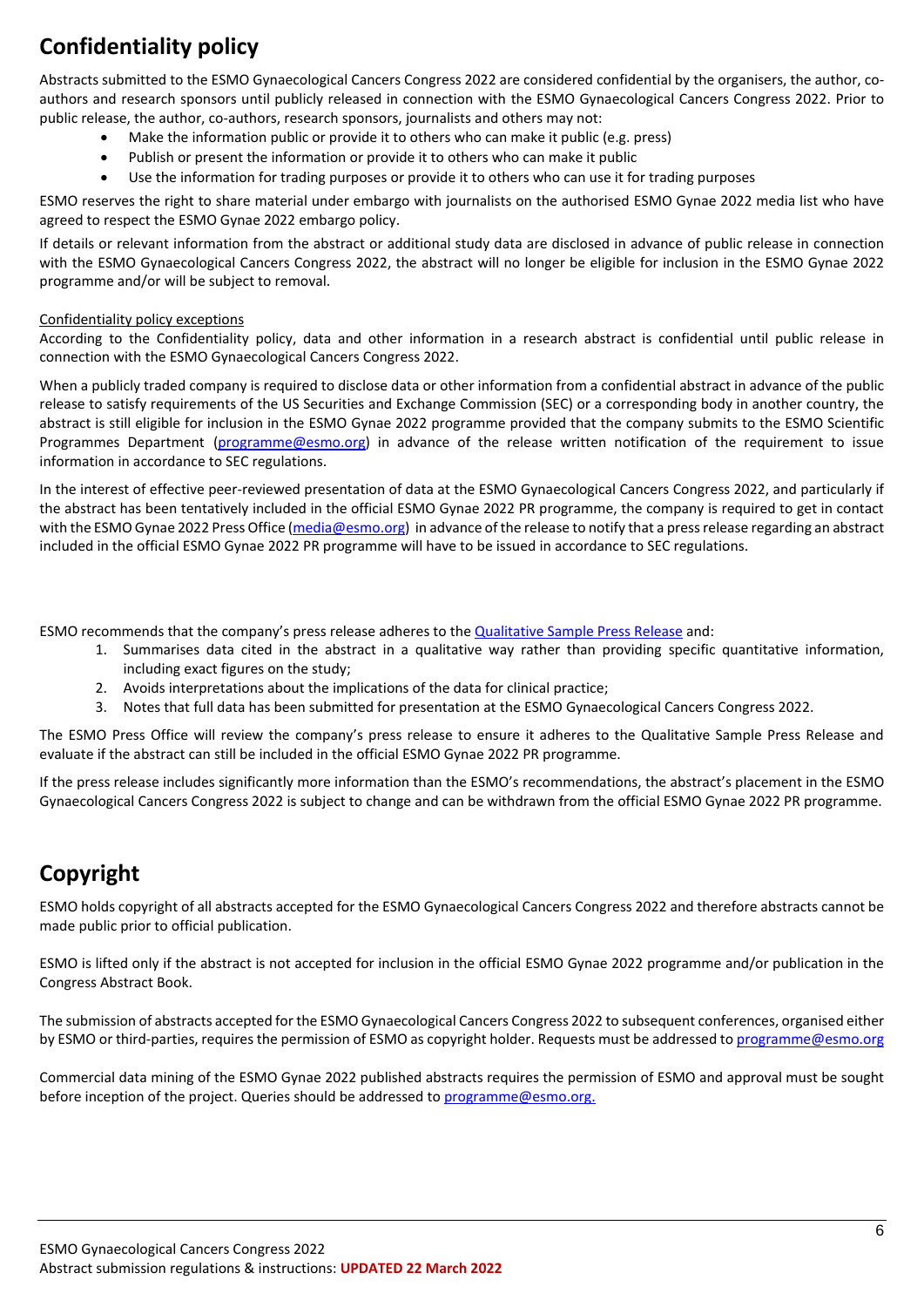# Confidentiality policy

Abstracts submitted to the ESMO Gynaecological Cancers Congress 2022 are considered confidential by the organisers, the author, co-authors and research sponsors until publicly released in connection with the ESMO Gynaecological Cancers Congress 2022. Prior to public release, the author, co-authors, research sponsors, journalists and others may not:

- Make the information public or provide it to others who can make it public (e.g. press)
- Publish or present the information or provide it to others who can make it public
- Use the information for trading purposes or provide it to others who can use it for trading purposes

ESMO reserves the right to share material under embargo with journalists on the authorised ESMO Gynae 2022 media list who have agreed to respect the ESMO Gynae 2022 embargo policy.

If details or relevant information from the abstract or additional study data are disclosed in advance of public release in connection with the ESMO Gynaecological Cancers Congress 2022, the abstract will no longer be eligible for inclusion in the ESMO Gynae 2022 programme and/or will be subject to removal.

<u>Confidentiality policy exceptions</u>

According to the Confidentiality policy, data and other information in a research abstract is confidential until public release in connection with the ESMO Gynaecological Cancers Congress 2022.

When a publicly traded company is required to disclose data or other information from a confidential abstract in advance of the public release to satisfy requirements of the US Securities and Exchange Commission (SEC) or a corresponding body in another country, the abstract is still eligible for inclusion in the ESMO Gynae 2022 programme provided that the company submits to the ESMO Scientific Programmes Department (programme@esmo.org) in advance of the release written notification of the requirement to issue information in accordance to SEC regulations.

In the interest of effective peer-reviewed presentation of data at the ESMO Gynaecological Cancers Congress 2022, and particularly if the abstract has been tentatively included in the official ESMO Gynae 2022 PR programme, the company is required to get in contact with the ESMO Gynae 2022 Press Office (media@esmo.org) in advance of the release to notify that a press release regarding an abstract included in the official ESMO Gynae 2022 PR programme will have to be issued in accordance to SEC regulations.

ESMO recommends that the company's press release adheres to the Qualitative Sample Press Release and:

1. Summarises data cited in the abstract in a qualitative way rather than providing specific quantitative information, including exact figures on the study;
2. Avoids interpretations about the implications of the data for clinical practice;
3. Notes that full data has been submitted for presentation at the ESMO Gynaecological Cancers Congress 2022.

The ESMO Press Office will review the company's press release to ensure it adheres to the Qualitative Sample Press Release and evaluate if the abstract can still be included in the official ESMO Gynae 2022 PR programme.

If the press release includes significantly more information than the ESMO's recommendations, the abstract's placement in the ESMO Gynaecological Cancers Congress 2022 is subject to change and can be withdrawn from the official ESMO Gynae 2022 PR programme.

# Copyright

ESMO holds copyright of all abstracts accepted for the ESMO Gynaecological Cancers Congress 2022 and therefore abstracts cannot be made public prior to official publication.

ESMO is lifted only if the abstract is not accepted for inclusion in the official ESMO Gynae 2022 programme and/or publication in the Congress Abstract Book.

The submission of abstracts accepted for the ESMO Gynaecological Cancers Congress 2022 to subsequent conferences, organised either by ESMO or third-parties, requires the permission of ESMO as copyright holder. Requests must be addressed to programme@esmo.org

Commercial data mining of the ESMO Gynae 2022 published abstracts requires the permission of ESMO and approval must be sought before inception of the project. Queries should be addressed to programme@esmo.org.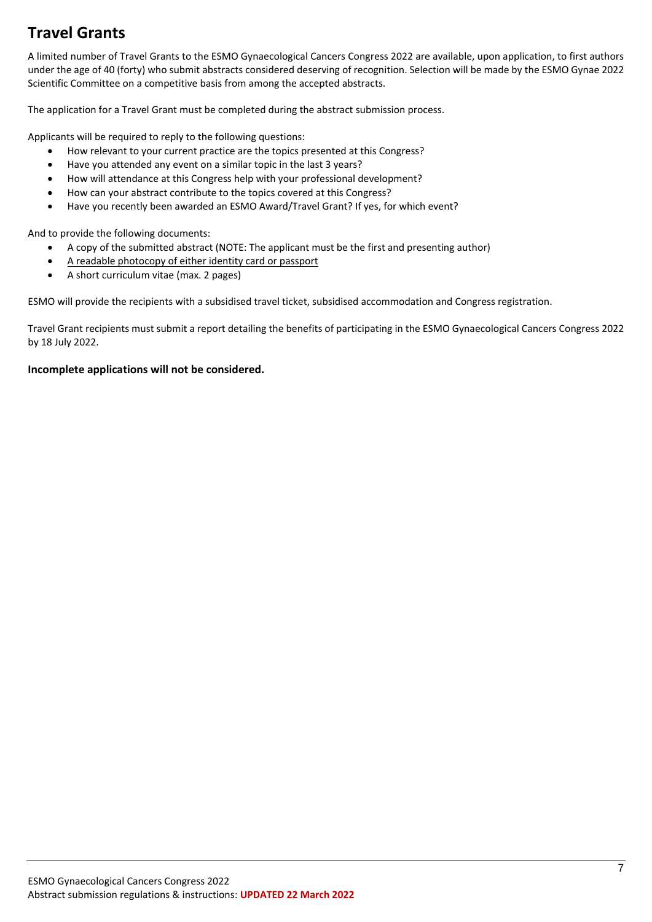# Travel Grants

A limited number of Travel Grants to the ESMO Gynaecological Cancers Congress 2022 are available, upon application, to first authors under the age of 40 (forty) who submit abstracts considered deserving of recognition. Selection will be made by the ESMO Gynae 2022 Scientific Committee on a competitive basis from among the accepted abstracts.

The application for a Travel Grant must be completed during the abstract submission process.

Applicants will be required to reply to the following questions:

- How relevant to your current practice are the topics presented at this Congress?
- Have you attended any event on a similar topic in the last 3 years?
- How will attendance at this Congress help with your professional development?
- How can your abstract contribute to the topics covered at this Congress?
- Have you recently been awarded an ESMO Award/Travel Grant? If yes, for which event?

And to provide the following documents:

- A copy of the submitted abstract (NOTE: The applicant must be the first and presenting author)
- A readable photocopy of either identity card or passport
- A short curriculum vitae (max. 2 pages)

ESMO will provide the recipients with a subsidised travel ticket, subsidised accommodation and Congress registration.

Travel Grant recipients must submit a report detailing the benefits of participating in the ESMO Gynaecological Cancers Congress 2022 by 18 July 2022.

**Incomplete applications will not be considered.**